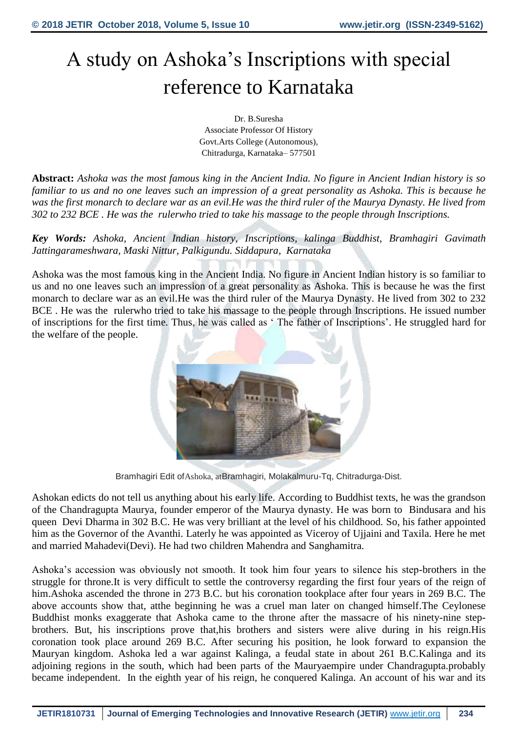# A study on Ashoka's Inscriptions with special reference to Karnataka

Dr. B.Suresha
Associate Professor Of History
Govt.Arts College (Autonomous),
Chitradurga, Karnataka– 577501

**Abstract:** *Ashoka was the most famous king in the Ancient India. No figure in Ancient Indian history is so familiar to us and no one leaves such an impression of a great personality as Ashoka. This is because he was the first monarch to declare war as an evil.He was the third ruler of the Maurya Dynasty. He lived from 302 to 232 BCE . He was the rulerwho tried to take his massage to the people through Inscriptions.*

***Key Words:*** *Ashoka, Ancient Indian history, Inscriptions, kalinga Buddhist, Bramhagiri Gavimath Jattingarameshwara, Maski Nittur, Palkigundu. Siddapura, Karnataka*

Ashoka was the most famous king in the Ancient India. No figure in Ancient Indian history is so familiar to us and no one leaves such an impression of a great personality as Ashoka. This is because he was the first monarch to declare war as an evil.He was the third ruler of the Maurya Dynasty. He lived from 302 to 232 BCE . He was the rulerwho tried to take his massage to the people through Inscriptions. He issued number of inscriptions for the first time. Thus, he was called as ' The father of Inscriptions'. He struggled hard for the welfare of the people.

Bramhagiri Edit ofAshoka, atBramhagiri, Molakalmuru-Tq, Chitradurga-Dist.

Ashokan edicts do not tell us anything about his early life. According to Buddhist texts, he was the grandson of the Chandragupta Maurya, founder emperor of the Maurya dynasty. He was born to Bindusara and his queen Devi Dharma in 302 B.C. He was very brilliant at the level of his childhood. So, his father appointed him as the Governor of the Avanthi. Laterly he was appointed as Viceroy of Ujjaini and Taxila. Here he met and married Mahadevi(Devi). He had two children Mahendra and Sanghamitra.

Ashoka's accession was obviously not smooth. It took him four years to silence his step-brothers in the struggle for throne.It is very difficult to settle the controversy regarding the first four years of the reign of him.Ashoka ascended the throne in 273 B.C. but his coronation tookplace after four years in 269 B.C. The above accounts show that, atthe beginning he was a cruel man later on changed himself.The Ceylonese Buddhist monks exaggerate that Ashoka came to the throne after the massacre of his ninety-nine step-brothers. But, his inscriptions prove that,his brothers and sisters were alive during in his reign.His coronation took place around 269 B.C. After securing his position, he look forward to expansion the Mauryan kingdom. Ashoka led a war against Kalinga, a feudal state in about 261 B.C.Kalinga and its adjoining regions in the south, which had been parts of the Mauryaempire under Chandragupta.probably became independent. In the eighth year of his reign, he conquered Kalinga. An account of his war and its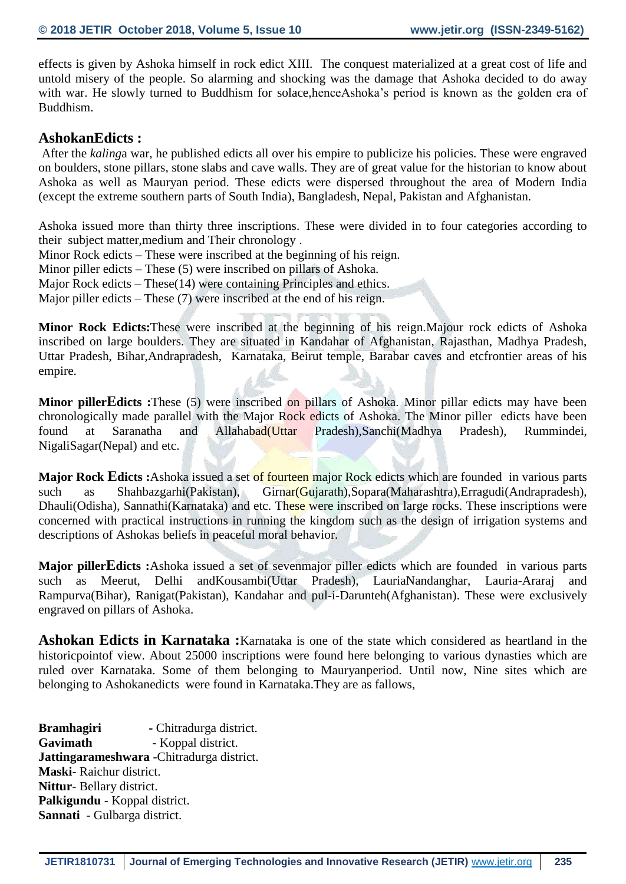effects is given by Ashoka himself in rock edict XIII. The conquest materialized at a great cost of life and untold misery of the people. So alarming and shocking was the damage that Ashoka decided to do away with war. He slowly turned to Buddhism for solace,henceAshoka's period is known as the golden era of Buddhism.

## AshokanEdicts :

After the *kaling*a war, he published edicts all over his empire to publicize his policies. These were engraved on boulders, stone pillars, stone slabs and cave walls. They are of great value for the historian to know about Ashoka as well as Mauryan period. These edicts were dispersed throughout the area of Modern India (except the extreme southern parts of South India), Bangladesh, Nepal, Pakistan and Afghanistan.

Ashoka issued more than thirty three inscriptions. These were divided in to four categories according to their subject matter,medium and Their chronology .

Minor Rock edicts – These were inscribed at the beginning of his reign.
Minor piller edicts – These (5) were inscribed on pillars of Ashoka.
Major Rock edicts – These(14) were containing Principles and ethics.
Major piller edicts – These (7) were inscribed at the end of his reign.

**Minor Rock Edicts:**These were inscribed at the beginning of his reign.Majour rock edicts of Ashoka inscribed on large boulders. They are situated in Kandahar of Afghanistan, Rajasthan, Madhya Pradesh, Uttar Pradesh, Bihar,Andrapradesh, Karnataka, Beirut temple, Barabar caves and etcfrontier areas of his empire.

**Minor pillerEdicts :**These (5) were inscribed on pillars of Ashoka. Minor pillar edicts may have been chronologically made parallel with the Major Rock edicts of Ashoka. The Minor piller edicts have been found at Saranatha and Allahabad(Uttar Pradesh),Sanchi(Madhya Pradesh), Rummindei, NigaliSagar(Nepal) and etc.

**Major Rock Edicts :**Ashoka issued a set of fourteen major Rock edicts which are founded in various parts such as Shahbazgarhi(Pakistan), Girnar(Gujarath),Sopara(Maharashtra),Erragudi(Andrapradesh), Dhauli(Odisha), Sannathi(Karnataka) and etc. These were inscribed on large rocks. These inscriptions were concerned with practical instructions in running the kingdom such as the design of irrigation systems and descriptions of Ashokas beliefs in peaceful moral behavior.

**Major pillerEdicts :**Ashoka issued a set of sevenmajor piller edicts which are founded in various parts such as Meerut, Delhi andKousambi(Uttar Pradesh), LauriaNandanghar, Lauria-Araraj and Rampurva(Bihar), Ranigat(Pakistan), Kandahar and pul-i-Darunteh(Afghanistan). These were exclusively engraved on pillars of Ashoka.

**Ashokan Edicts in Karnataka :**Karnataka is one of the state which considered as heartland in the historicpointof view. About 25000 inscriptions were found here belonging to various dynasties which are ruled over Karnataka. Some of them belonging to Mauryanperiod. Until now, Nine sites which are belonging to Ashokanedicts were found in Karnataka.They are as fallows,

**Bramhagiri** - Chitradurga district.
**Gavimath** - Koppal district.
**Jattingarameshwara** -Chitradurga district.
**Maski**- Raichur district.
**Nittur**- Bellary district.
**Palkigundu** - Koppal district.
**Sannati** - Gulbarga district.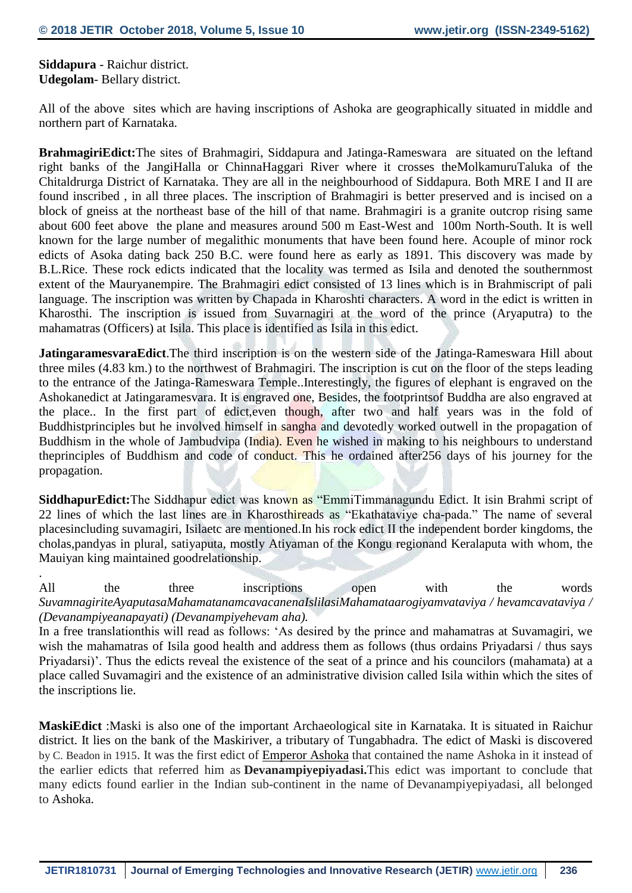**Siddapura** - Raichur district.
**Udegolam**- Bellary district.

All of the above sites which are having inscriptions of Ashoka are geographically situated in middle and northern part of Karnataka.

**BrahmagiriEdict:**The sites of Brahmagiri, Siddapura and Jatinga-Rameswara are situated on the leftand right banks of the JangiHalla or ChinnaHaggari River where it crosses theMolkamuruTaluka of the Chitaldrurga District of Karnataka. They are all in the neighbourhood of Siddapura. Both MRE I and II are found inscribed , in all three places. The inscription of Brahmagiri is better preserved and is incised on a block of gneiss at the northeast base of the hill of that name. Brahmagiri is a granite outcrop rising same about 600 feet above the plane and measures around 500 m East-West and 100m North-South. It is well known for the large number of megalithic monuments that have been found here. Acouple of minor rock edicts of Asoka dating back 250 B.C. were found here as early as 1891. This discovery was made by B.L.Rice. These rock edicts indicated that the locality was termed as Isila and denoted the southernmost extent of the Mauryanempire. The Brahmagiri edict consisted of 13 lines which is in Brahmiscript of pali language. The inscription was written by Chapada in Kharoshti characters. A word in the edict is written in Kharosthi. The inscription is issued from Suvarnagiri at the word of the prince (Aryaputra) to the mahamatras (Officers) at Isila. This place is identified as Isila in this edict.

**JatingaramesvaraEdict**.The third inscription is on the western side of the Jatinga-Rameswara Hill about three miles (4.83 km.) to the northwest of Brahmagiri. The inscription is cut on the floor of the steps leading to the entrance of the Jatinga-Rameswara Temple..Interestingly, the figures of elephant is engraved on the Ashokanedict at Jatingaramesvara. It is engraved one, Besides, the footprintsof Buddha are also engraved at the place.. In the first part of edict,even though, after two and half years was in the fold of Buddhistprinciples but he involved himself in sangha and devotedly worked outwell in the propagation of Buddhism in the whole of Jambudvipa (India). Even he wished in making to his neighbours to understand theprinciples of Buddhism and code of conduct. This he ordained after256 days of his journey for the propagation.

**SiddhapurEdict:**The Siddhapur edict was known as "EmmiTimmanagundu Edict. It isin Brahmi script of 22 lines of which the last lines are in Kharosthireads as "Ekathataviye cha-pada." The name of several placesincluding suvamagiri, Isilaetc are mentioned.In his rock edict II the independent border kingdoms, the cholas,pandyas in plural, satiyaputa, mostly Atiyaman of the Kongu regionand Keralaputa with whom, the Mauiyan king maintained goodrelationship.

.
All the three inscriptions open with the words *SuvamnagiriteAyaputasaMahamatanamcavacanenaIslilasiMahamataarogiyamvataviya / hevamcavataviya / (Devanampiyeanapayati) (Devanampiyehevam aha).*
In a free translationthis will read as follows: 'As desired by the prince and mahamatras at Suvamagiri, we wish the mahamatras of Isila good health and address them as follows (thus ordains Priyadarsi / thus says Priyadarsi)'. Thus the edicts reveal the existence of the seat of a prince and his councilors (mahamata) at a place called Suvamagiri and the existence of an administrative division called Isila within which the sites of the inscriptions lie.

**MaskiEdict** :Maski is also one of the important Archaeological site in Karnataka. It is situated in Raichur district. It lies on the bank of the Maskiriver, a tributary of Tungabhadra. The edict of Maski is discovered by C. Beadon in 1915. It was the first edict of Emperor Ashoka that contained the name Ashoka in it instead of the earlier edicts that referred him as **Devanampiyepiyadasi.**This edict was important to conclude that many edicts found earlier in the Indian sub-continent in the name of Devanampiyepiyadasi, all belonged to Ashoka.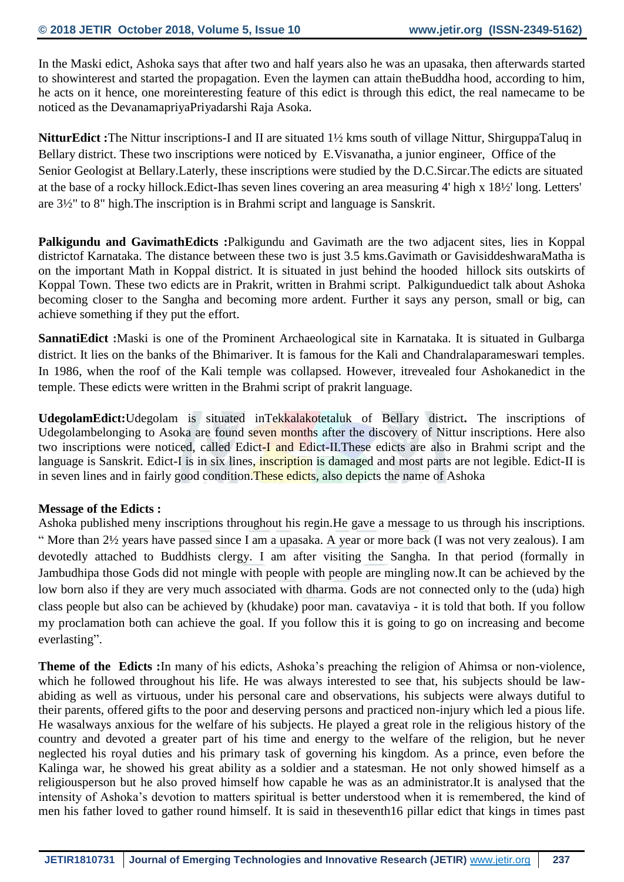In the Maski edict, Ashoka says that after two and half years also he was an upasaka, then afterwards started to showinterest and started the propagation. Even the laymen can attain theBuddha hood, according to him, he acts on it hence, one moreinteresting feature of this edict is through this edict, the real namecame to be noticed as the DevanamapriyaPriyadarshi Raja Asoka.

**NitturEdict :**The Nittur inscriptions-I and II are situated 1½ kms south of village Nittur, ShirguppaTaluq in Bellary district. These two inscriptions were noticed by E.Visvanatha, a junior engineer, Office of the Senior Geologist at Bellary.Laterly, these inscriptions were studied by the D.C.Sircar.The edicts are situated at the base of a rocky hillock.Edict-Ihas seven lines covering an area measuring 4' high x 18½' long. Letters' are 3½" to 8" high.The inscription is in Brahmi script and language is Sanskrit.

**Palkigundu and GavimathEdicts :**Palkigundu and Gavimath are the two adjacent sites, lies in Koppal districtof Karnataka. The distance between these two is just 3.5 kms.Gavimath or GavisiddeshwaraMatha is on the important Math in Koppal district. It is situated in just behind the hooded hillock sits outskirts of Koppal Town. These two edicts are in Prakrit, written in Brahmi script. Palkigunduedict talk about Ashoka becoming closer to the Sangha and becoming more ardent. Further it says any person, small or big, can achieve something if they put the effort.

**SannatiEdict :**Maski is one of the Prominent Archaeological site in Karnataka. It is situated in Gulbarga district. It lies on the banks of the Bhimariver. It is famous for the Kali and Chandralaparameswari temples. In 1986, when the roof of the Kali temple was collapsed. However, itrevealed four Ashokanedict in the temple. These edicts were written in the Brahmi script of prakrit language.

**UdegolamEdict:**Udegolam is situated inTekkalakotetaluk of Bellary district**.** The inscriptions of Udegolambelonging to Asoka are found seven months after the discovery of Nittur inscriptions. Here also two inscriptions were noticed, called Edict-I and Edict-II.These edicts are also in Brahmi script and the language is Sanskrit. Edict-I is in six lines, inscription is damaged and most parts are not legible. Edict-II is in seven lines and in fairly good condition.These edicts, also depicts the name of Ashoka

**Message of the Edicts :**
Ashoka published meny inscriptions throughout his regin.He gave a message to us through his inscriptions. " More than 2½ years have passed since I am a upasaka. A year or more back (I was not very zealous). I am devotedly attached to Buddhists clergy. I am after visiting the Sangha. In that period (formally in Jambudhipa those Gods did not mingle with people with people are mingling now.It can be achieved by the low born also if they are very much associated with dharma. Gods are not connected only to the (uda) high class people but also can be achieved by (khudake) poor man. cavataviya - it is told that both. If you follow my proclamation both can achieve the goal. If you follow this it is going to go on increasing and become everlasting".

**Theme of the Edicts :**In many of his edicts, Ashoka's preaching the religion of Ahimsa or non-violence, which he followed throughout his life. He was always interested to see that, his subjects should be law-abiding as well as virtuous, under his personal care and observations, his subjects were always dutiful to their parents, offered gifts to the poor and deserving persons and practiced non-injury which led a pious life. He wasalways anxious for the welfare of his subjects. He played a great role in the religious history of the country and devoted a greater part of his time and energy to the welfare of the religion, but he never neglected his royal duties and his primary task of governing his kingdom. As a prince, even before the Kalinga war, he showed his great ability as a soldier and a statesman. He not only showed himself as a religiousperson but he also proved himself how capable he was as an administrator.It is analysed that the intensity of Ashoka's devotion to matters spiritual is better understood when it is remembered, the kind of men his father loved to gather round himself. It is said in theseventh16 pillar edict that kings in times past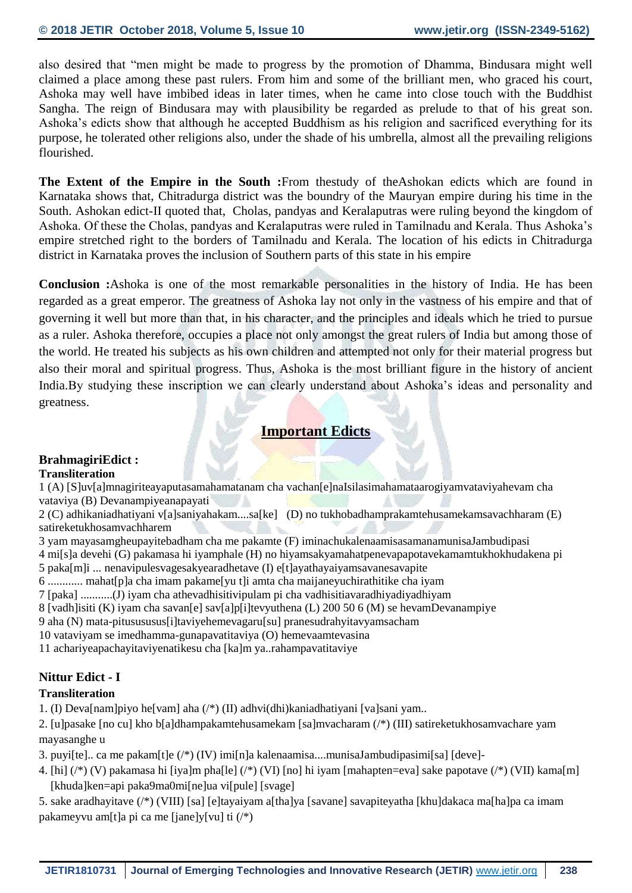also desired that "men might be made to progress by the promotion of Dhamma, Bindusara might well claimed a place among these past rulers. From him and some of the brilliant men, who graced his court, Ashoka may well have imbibed ideas in later times, when he came into close touch with the Buddhist Sangha. The reign of Bindusara may with plausibility be regarded as prelude to that of his great son. Ashoka's edicts show that although he accepted Buddhism as his religion and sacrificed everything for its purpose, he tolerated other religions also, under the shade of his umbrella, almost all the prevailing religions flourished.

**The Extent of the Empire in the South :**From thestudy of theAshokan edicts which are found in Karnataka shows that, Chitradurga district was the boundry of the Mauryan empire during his time in the South. Ashokan edict-II quoted that, Cholas, pandyas and Keralaputras were ruling beyond the kingdom of Ashoka. Of these the Cholas, pandyas and Keralaputras were ruled in Tamilnadu and Kerala. Thus Ashoka's empire stretched right to the borders of Tamilnadu and Kerala. The location of his edicts in Chitradurga district in Karnataka proves the inclusion of Southern parts of this state in his empire

**Conclusion :**Ashoka is one of the most remarkable personalities in the history of India. He has been regarded as a great emperor. The greatness of Ashoka lay not only in the vastness of his empire and that of governing it well but more than that, in his character, and the principles and ideals which he tried to pursue as a ruler. Ashoka therefore, occupies a place not only amongst the great rulers of India but among those of the world. He treated his subjects as his own children and attempted not only for their material progress but also their moral and spiritual progress. Thus, Ashoka is the most brilliant figure in the history of ancient India.By studying these inscription we can clearly understand about Ashoka's ideas and personality and greatness.

## Important Edicts

### BrahmagiriEdict :

#### Transliteration

1 (A) [S]uv[a]mnagiriteayaputasamahamatanam cha vachan[e]naIsilasimahamataarogiyamvataviyahevam cha vataviya (B) Devanampiyeanapayati
2 (C) adhikaniadhatiyani v[a]saniyahakam....sa[ke] (D) no tukhobadhamprakamtehusamekamsavachharam (E) satireketukhosamvachharem
3 yam mayasamgheupayitebadham cha me pakamte (F) iminachukalenaamisasamanamunisaJambudipasi
4 mi[s]a devehi (G) pakamasa hi iyamphale (H) no hiyamsakyamahatpenevapapotavekamamtukhokhudakena pi
5 paka[m]i ... nenavipulesvagesakyearadhetave (I) e[t]ayathayaiyamsavanesavapite
6 ............ mahat[p]a cha imam pakame[yu t]i amta cha maijaneyuchirathitike cha iyam
7 [paka] ...........(J) iyam cha athevadhisitivipulam pi cha vadhisitiavaradhiyadiyadhiyam
8 [vadh]isiti (K) iyam cha savan[e] sav[a]p[i]tevyuthena (L) 200 50 6 (M) se hevamDevanampiye
9 aha (N) mata-pitusususus[i]taviyehemevagaru[su] pranesudrahyitavyamsacham
10 vataviyam se imedhamma-gunapavatitaviya (O) hemevaamtevasina
11 achariyeapachayitaviyenatikesu cha [ka]m ya..rahampavatitaviye

### Nittur Edict - I

#### Transliteration

1. (I) Deva[nam]piyo he[vam] aha (/*) (II) adhvi(dhi)kaniadhatiyani [va]sani yam..
2. [u]pasake [no cu] kho b[a]dhampakamtehusamekam [sa]mvacharam (/*) (III) satireketukhosamvachare yam mayasanghe u
3. puyi[te].. ca me pakam[t]e (/*) (IV) imi[n]a kalenaamisa....munisaJambudipasimi[sa] [deve]-
4. [hi] (/*) (V) pakamasa hi [iya]m pha[le] (/*) (VI) [no] hi iyam [mahapten=eva] sake papotave (/*) (VII) kama[m] [khuda]ken=api paka9ma0mi[ne]ua vi[pule] [svage]
5. sake aradhayitave (/*) (VIII) [sa] [e]tayaiyam a[tha]ya [savane] savapiteyatha [khu]dakaca ma[ha]pa ca imam pakameyvu am[t]a pi ca me [jane]y[vu] ti (/*)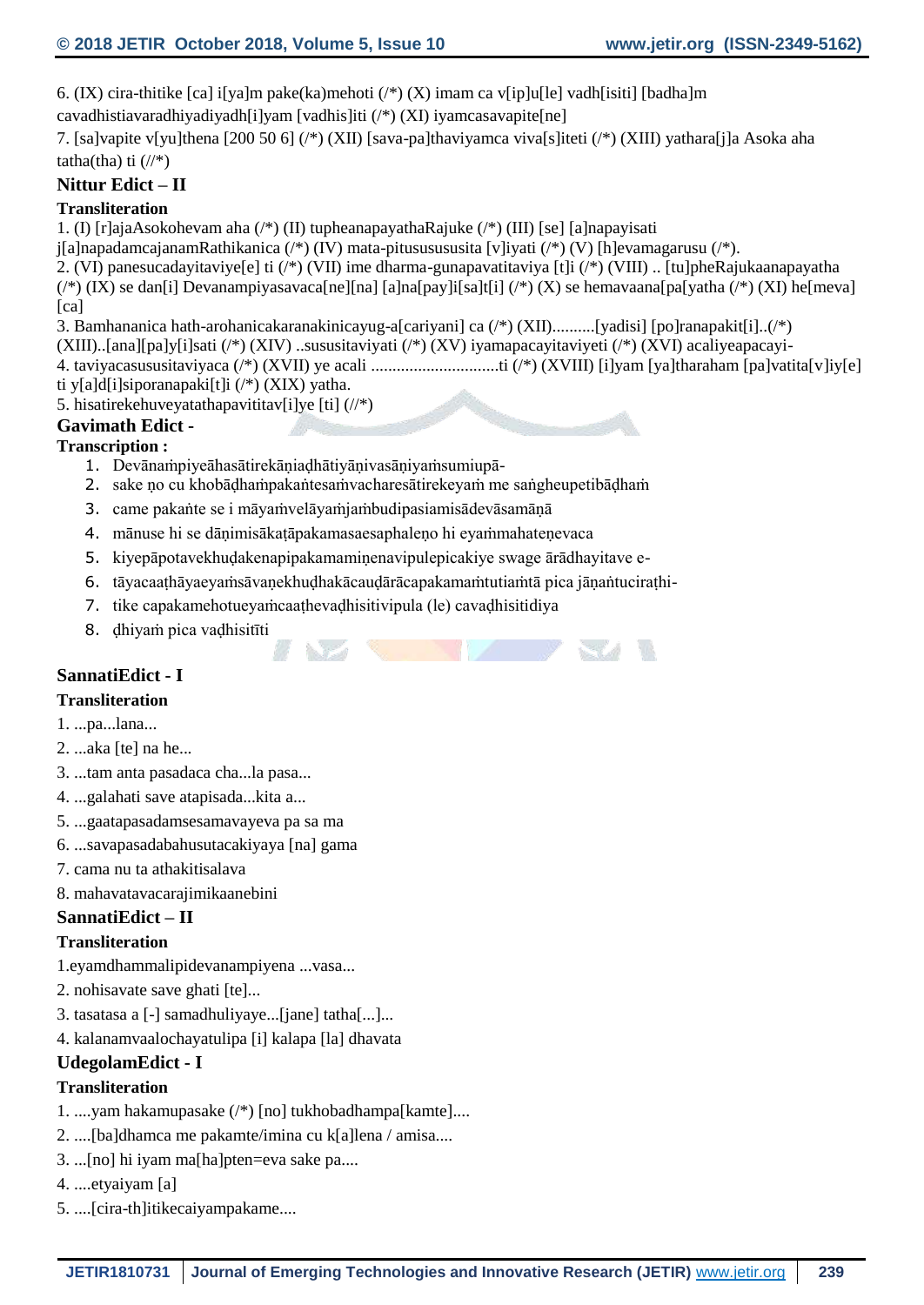6. (IX) cira-thitike [ca] i[ya]m pake(ka)mehoti (/*) (X) imam ca v[ip]u[le] vadh[isiti] [badha]m cavadhistiavaradhiyadiyadh[i]yam [vadhis]iti (/*) (XI) iyamcasavapite[ne]

7. [sa]vapite v[yu]thena [200 50 6] (/*) (XII) [sava-pa]thaviyamca viva[s]iteti (/*) (XIII) yathara[j]a Asoka aha tatha(tha) ti (//*)

## Nittur Edict – II

### Transliteration

1. (I) [r]ajaAsokohevam aha (/*) (II) tupheanapayathaRajuke (/*) (III) [se] [a]napayisati j[a]napadamcajanamRathikanica (/*) (IV) mata-pitusususususita [v]iyati (/*) (V) [h]evamagarusu (/*).
2. (VI) panesucadayitaviye[e] ti (/*) (VII) ime dharma-gunapavatitaviya [t]i (/*) (VIII) .. [tu]pheRajukaanapayatha (/*) (IX) se dan[i] Devanampiyasavaca[ne][na] [a]na[pay]i[sa]t[i] (/*) (X) se hemavaana[pa[yatha (/*) (XI) he[meva] [ca]
3. Bamhananica hath-arohanicakaranakinicayug-a[cariyani] ca (/*) (XII)..........[yadisi] [po]ranapakit[i]..(/*) (XIII)..[ana][pa]y[i]sati (/*) (XIV) ..sususitaviyati (/*) (XV) iyamapacayitaviyeti (/*) (XVI) acaliyeapacayi-
4. taviyacasususitaviyaca (/*) (XVII) ye acali .............................ti (/*) (XVIII) [i]yam [ya]tharaham [pa]vatita[v]iy[e] ti y[a]d[i]siporanapaki[t]i (/*) (XIX) yatha.
5. hisatirekehuveyatathapavititav[i]ye [ti] (//*)

## Gavimath Edict -

### Transcription :

1. Devānaṁpiyeāhasātirekāṇiaḍhātiyāṇivasāṇiyaṁsumiupā-
2. sake ṇo cu khobādhaṁpakaṅtesaṁvacharesātirekeyaṁ me saṅgheupetibāḍhaṁ
3. came pakaṅte se i māyaṁvelāyaṁjaṁbudipasiamisādevāsamāṇā
4. mānuse hi se dāṇimisākaṭāpakamasaesaphaleṇo hi eyaṁmahateṇevaca
5. kiyepāpotavekhuḍakenapipakamamiṇenavipulepicakiye swage ārādhayitave e-
6. tāyacaaṭhāyaeyaṁsāvaṇekhuḍhakācauḍārācapakamaṁtutiaṁtā pica jāṇaṅtuciraṭhi-
7. tike capakamehotueyaṁcaaṭhevaḍhisitivipula (le) cavaḍhisitidiya
8. ḍhiyaṁ pica vaḍhisitīti

## SannatiEdict - I

### Transliteration

1. ...pa...lana...
2. ...aka [te] na he...
3. ...tam anta pasadaca cha...la pasa...
4. ...galahati save atapisada...kita a...
5. ...gaatapasadamsesamavayeva pa sa ma
6. ...savapasadabahusutacakiyaya [na] gama
7. cama nu ta athakitisalava
8. mahavatavacarajimikaanebini

## SannatiEdict – II

### Transliteration

1. eyamdhammalipidevanampiyena ...vasa...
2. nohisavate save ghati [te]...
3. tasatasa a [-] samadhuliyaye...[jane] tatha[...]...
4. kalanamvaalochayatulipa [i] kalapa [la] dhavata

## UdegolamEdict - I

### Transliteration

1. ....yam hakamupasake (/*) [no] tukhobadhampa[kamte]....
2. ....[ba]dhamca me pakamte/imina cu k[a]lena / amisa....
3. ...[no] hi iyam ma[ha]pten=eva sake pa....
4. ....etyaiyam [a]
5. ....[cira-th]itikecaiyampakame....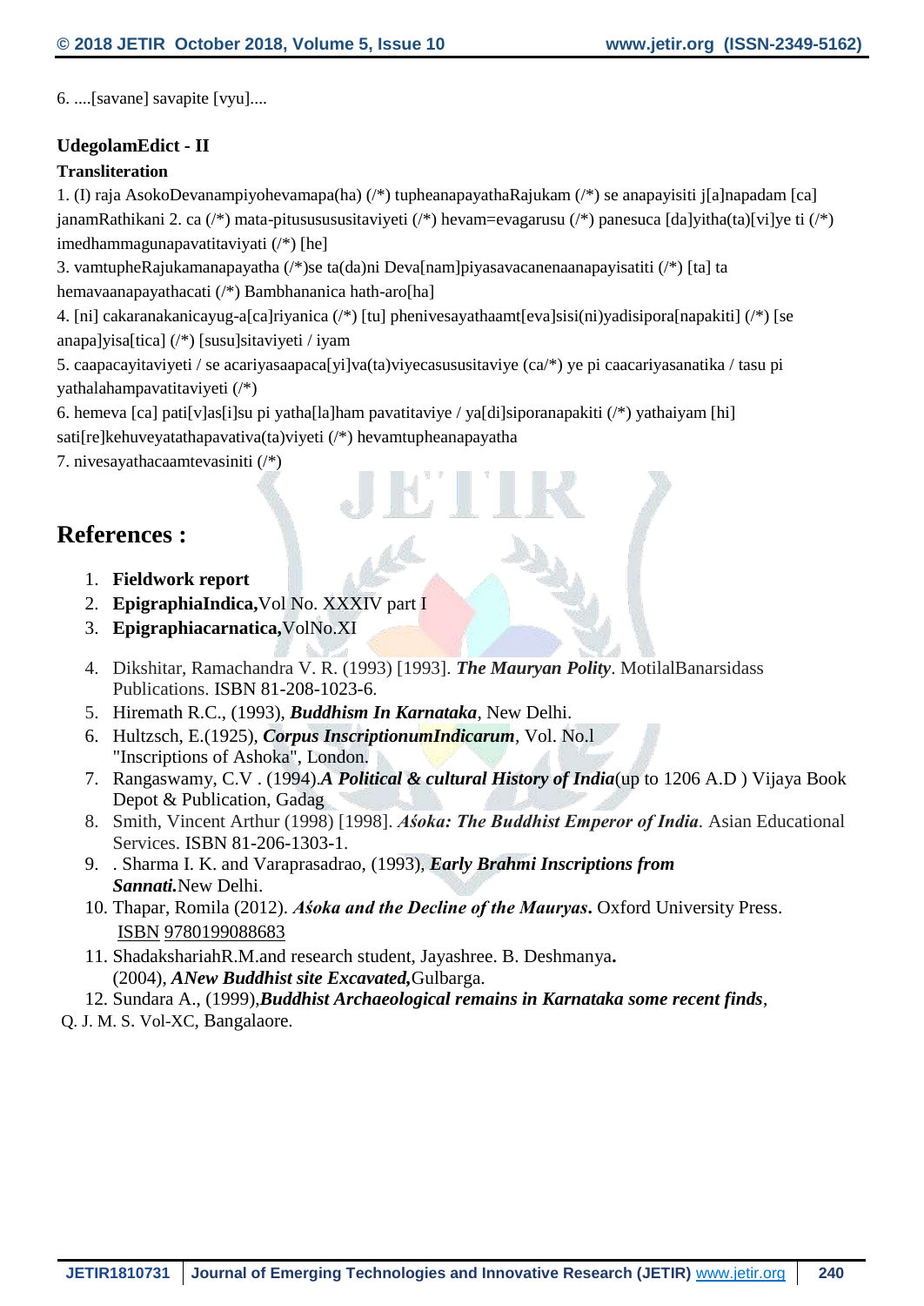6. ....[savane] savapite [vyu]....

**UdegolamEdict - II**

**Transliteration**

1. (I) raja AsokoDevanampiyohevamapa(ha) (/*) tupheanapayathaRajukam (/*) se anapayisiti j[a]napadam [ca] janamRathikani 2. ca (/*) mata-pitusususitaviyeti (/*) hevam=evagarusu (/*) panesuca [da]yitha(ta)[vi]ye ti (/*) imedhammagunapavatitaviyati (/*) [he]

3. vamtupheRajukamanapayatha (/*)se ta(da)ni Deva[nam]piyasavacanenaanapayisatiti (/*) [ta] ta hemavaanapayathacati (/*) Bambhananica hath-aro[ha]

4. [ni] cakaranakanicayug-a[ca]riyanica (/*) [tu] phenivesayathaamt[eva]sisi(ni)yadisipora[napakiti] (/*) [se anapa]yisa[tica] (/*) [susu]sitaviyeti / iyam

5. caapacayitaviyeti / se acariyasaapaca[yi]va(ta)viyecasususitaviye (ca/*) ye pi caacariyasanatika / tasu pi yathalahampavatitaviyeti (/*)

6. hemeva [ca] pati[v]as[i]su pi yatha[la]ham pavatitaviye / ya[di]siporanapakiti (/*) yathaiyam [hi] sati[re]kehuveyatathapavativa(ta)viyeti (/*) hevamtupheanapayatha

7. nivesayathacaamtevasiniti (/*)

# References :

1. **Fieldwork report**
2. **EpigraphiaIndica,**Vol No. XXXIV part I
3. **Epigraphiacarnatica,**VolNo.XI
4. Dikshitar, Ramachandra V. R. (1993) [1993]. ***The Mauryan Polity***. MotilalBanarsidass Publications. ISBN 81-208-1023-6.
5. Hiremath R.C., (1993), ***Buddhism In Karnataka***, New Delhi.
6. Hultzsch, E.(1925), ***Corpus InscriptionumIndicarum***, Vol. No.l "Inscriptions of Ashoka", London.
7. Rangaswamy, C.V . (1994).***A Political & cultural History of India***(up to 1206 A.D ) Vijaya Book Depot & Publication, Gadag
8. Smith, Vincent Arthur (1998) [1998]. ***Aśoka: The Buddhist Emperor of India***. Asian Educational Services. ISBN 81-206-1303-1.
9. . Sharma I. K. and Varaprasadrao, (1993), ***Early Brahmi Inscriptions from Sannati.***New Delhi.
10. Thapar, Romila (2012). ***Aśoka and the Decline of the Mauryas*****.** Oxford University Press. ISBN 9780199088683
11. ShadakshariahR.M.and research student, Jayashree. B. Deshmanya**.** (2004), ***ANew Buddhist site Excavated,***Gulbarga.
12. Sundara A., (1999),***Buddhist Archaeological remains in Karnataka some recent finds***,

Q. J. M. S. Vol-XC, Bangalaore.